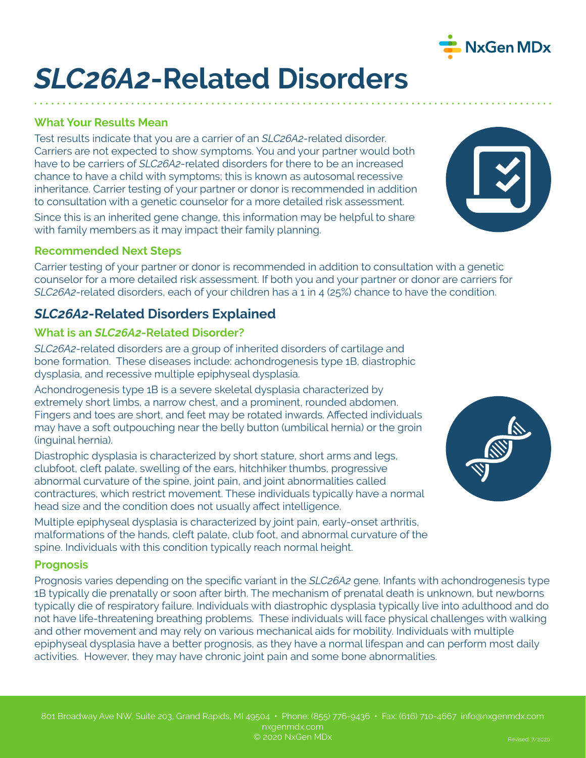# *SLC26A2*-Related Disorders

### What Your Results Mean

Test results indicate that you are a carrier of an *SLC26A2*-related disorder. Carriers are not expected to show symptoms. You and your partner would both have to be carriers of *SLC26A2*-related disorders for there to be an increased chance to have a child with symptoms; this is known as autosomal recessive inheritance. Carrier testing of your partner or donor is recommended in addition to consultation with a genetic counselor for a more detailed risk assessment.

Since this is an inherited gene change, this information may be helpful to share with family members as it may impact their family planning.

### Recommended Next Steps

Carrier testing of your partner or donor is recommended in addition to consultation with a genetic counselor for a more detailed risk assessment. If both you and your partner or donor are carriers for *SLC26A2*-related disorders, each of your children has a 1 in 4 (25%) chance to have the condition.

## *SLC26A2*-Related Disorders Explained

### What is an *SLC26A2*-Related Disorder?

*SLC26A2*-related disorders are a group of inherited disorders of cartilage and bone formation. These diseases include: achondrogenesis type 1B, diastrophic dysplasia, and recessive multiple epiphyseal dysplasia.

Achondrogenesis type 1B is a severe skeletal dysplasia characterized by extremely short limbs, a narrow chest, and a prominent, rounded abdomen. Fingers and toes are short, and feet may be rotated inwards. Affected individuals may have a soft outpouching near the belly button (umbilical hernia) or the groin (inguinal hernia).

Diastrophic dysplasia is characterized by short stature, short arms and legs, clubfoot, cleft palate, swelling of the ears, hitchhiker thumbs, progressive abnormal curvature of the spine, joint pain, and joint abnormalities called contractures, which restrict movement. These individuals typically have a normal head size and the condition does not usually affect intelligence.

Multiple epiphyseal dysplasia is characterized by joint pain, early-onset arthritis, malformations of the hands, cleft palate, club foot, and abnormal curvature of the spine. Individuals with this condition typically reach normal height.

### Prognosis

Prognosis varies depending on the specific variant in the *SLC26A2* gene. Infants with achondrogenesis type 1B typically die prenatally or soon after birth. The mechanism of prenatal death is unknown, but newborns typically die of respiratory failure. Individuals with diastrophic dysplasia typically live into adulthood and do not have life-threatening breathing problems. These individuals will face physical challenges with walking and other movement and may rely on various mechanical aids for mobility. Individuals with multiple epiphyseal dysplasia have a better prognosis, as they have a normal lifespan and can perform most daily activities. However, they may have chronic joint pain and some bone abnormalities.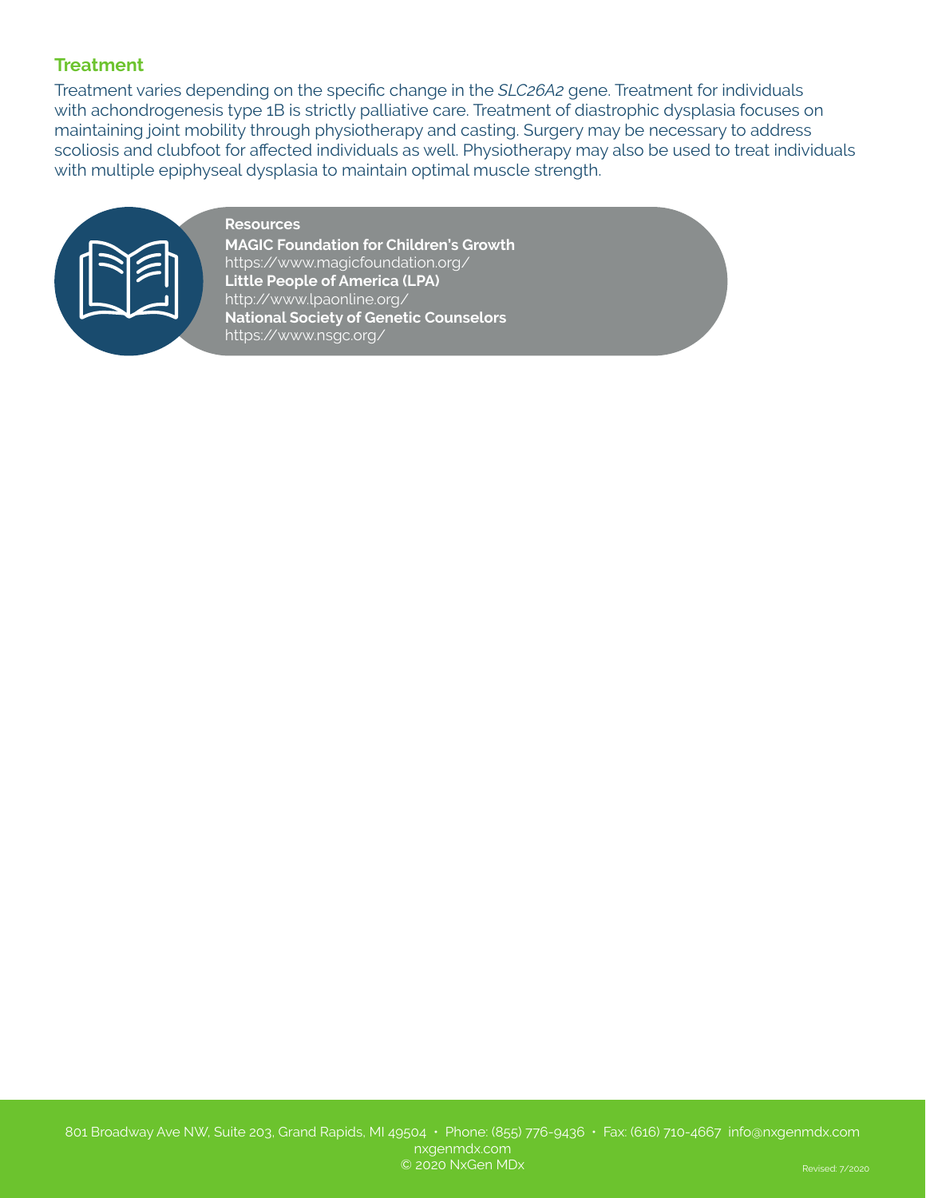## Treatment

Treatment varies depending on the specific change in the *SLC26A2* gene. Treatment for individuals with achondrogenesis type 1B is strictly palliative care. Treatment of diastrophic dysplasia focuses on maintaining joint mobility through physiotherapy and casting. Surgery may be necessary to address scoliosis and clubfoot for affected individuals as well. Physiotherapy may also be used to treat individuals with multiple epiphyseal dysplasia to maintain optimal muscle strength.

**Resources**

**MAGIC Foundation for Children's Growth**
https://www.magicfoundation.org/

**Little People of America (LPA)**
http://www.lpaonline.org/

**National Society of Genetic Counselors**
https://www.nsgc.org/

801 Broadway Ave NW, Suite 203, Grand Rapids, MI 49504 • Phone: (855) 776-9436 • Fax: (616) 710-4667 info@nxgenmdx.com
nxgenmdx.com
© 2020 NxGen MDx

Revised: 7/2020